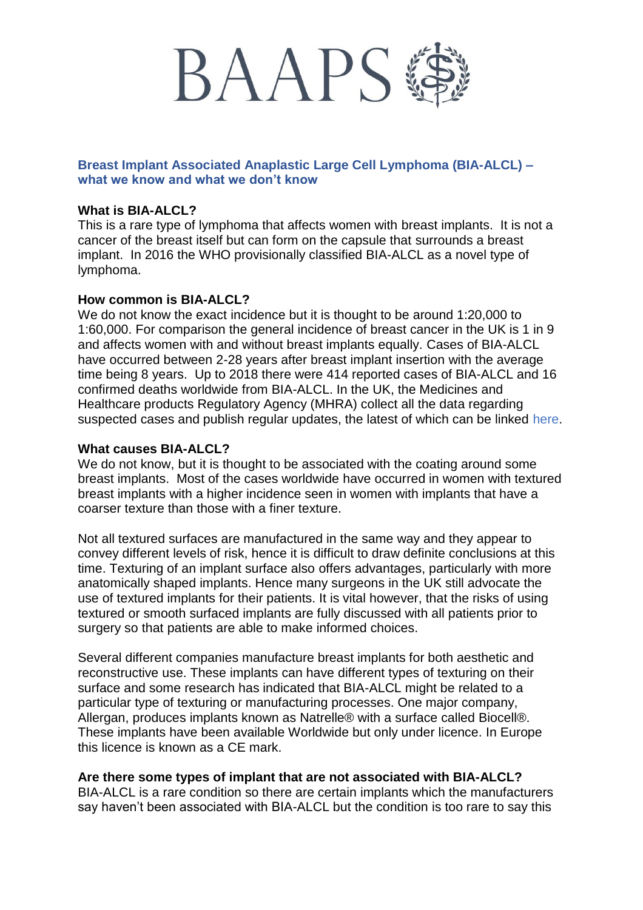# BAAPS

## Breast Implant Associated Anaplastic Large Cell Lymphoma (BIA-ALCL) – what we know and what we don't know

**What is BIA-ALCL?**

This is a rare type of lymphoma that affects women with breast implants. It is not a cancer of the breast itself but can form on the capsule that surrounds a breast implant. In 2016 the WHO provisionally classified BIA-ALCL as a novel type of lymphoma.

**How common is BIA-ALCL?**

We do not know the exact incidence but it is thought to be around 1:20,000 to 1:60,000. For comparison the general incidence of breast cancer in the UK is 1 in 9 and affects women with and without breast implants equally. Cases of BIA-ALCL have occurred between 2-28 years after breast implant insertion with the average time being 8 years. Up to 2018 there were 414 reported cases of BIA-ALCL and 16 confirmed deaths worldwide from BIA-ALCL. In the UK, the Medicines and Healthcare products Regulatory Agency (MHRA) collect all the data regarding suspected cases and publish regular updates, the latest of which can be linked here.

**What causes BIA-ALCL?**

We do not know, but it is thought to be associated with the coating around some breast implants. Most of the cases worldwide have occurred in women with textured breast implants with a higher incidence seen in women with implants that have a coarser texture than those with a finer texture.

Not all textured surfaces are manufactured in the same way and they appear to convey different levels of risk, hence it is difficult to draw definite conclusions at this time. Texturing of an implant surface also offers advantages, particularly with more anatomically shaped implants. Hence many surgeons in the UK still advocate the use of textured implants for their patients. It is vital however, that the risks of using textured or smooth surfaced implants are fully discussed with all patients prior to surgery so that patients are able to make informed choices.

Several different companies manufacture breast implants for both aesthetic and reconstructive use. These implants can have different types of texturing on their surface and some research has indicated that BIA-ALCL might be related to a particular type of texturing or manufacturing processes. One major company, Allergan, produces implants known as Natrelle® with a surface called Biocell®. These implants have been available Worldwide but only under licence. In Europe this licence is known as a CE mark.

**Are there some types of implant that are not associated with BIA-ALCL?**

BIA-ALCL is a rare condition so there are certain implants which the manufacturers say haven't been associated with BIA-ALCL but the condition is too rare to say this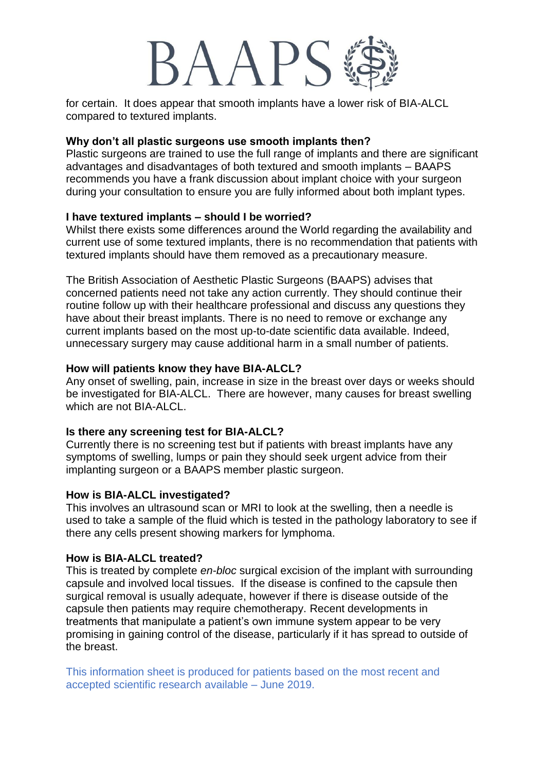for certain. It does appear that smooth implants have a lower risk of BIA-ALCL compared to textured implants.

**Why don't all plastic surgeons use smooth implants then?**

Plastic surgeons are trained to use the full range of implants and there are significant advantages and disadvantages of both textured and smooth implants – BAAPS recommends you have a frank discussion about implant choice with your surgeon during your consultation to ensure you are fully informed about both implant types.

**I have textured implants – should I be worried?**

Whilst there exists some differences around the World regarding the availability and current use of some textured implants, there is no recommendation that patients with textured implants should have them removed as a precautionary measure.

The British Association of Aesthetic Plastic Surgeons (BAAPS) advises that concerned patients need not take any action currently. They should continue their routine follow up with their healthcare professional and discuss any questions they have about their breast implants. There is no need to remove or exchange any current implants based on the most up-to-date scientific data available. Indeed, unnecessary surgery may cause additional harm in a small number of patients.

**How will patients know they have BIA-ALCL?**

Any onset of swelling, pain, increase in size in the breast over days or weeks should be investigated for BIA-ALCL. There are however, many causes for breast swelling which are not BIA-ALCL.

**Is there any screening test for BIA-ALCL?**

Currently there is no screening test but if patients with breast implants have any symptoms of swelling, lumps or pain they should seek urgent advice from their implanting surgeon or a BAAPS member plastic surgeon.

**How is BIA-ALCL investigated?**

This involves an ultrasound scan or MRI to look at the swelling, then a needle is used to take a sample of the fluid which is tested in the pathology laboratory to see if there any cells present showing markers for lymphoma.

**How is BIA-ALCL treated?**

This is treated by complete *en-bloc* surgical excision of the implant with surrounding capsule and involved local tissues. If the disease is confined to the capsule then surgical removal is usually adequate, however if there is disease outside of the capsule then patients may require chemotherapy. Recent developments in treatments that manipulate a patient's own immune system appear to be very promising in gaining control of the disease, particularly if it has spread to outside of the breast.

This information sheet is produced for patients based on the most recent and accepted scientific research available – June 2019.